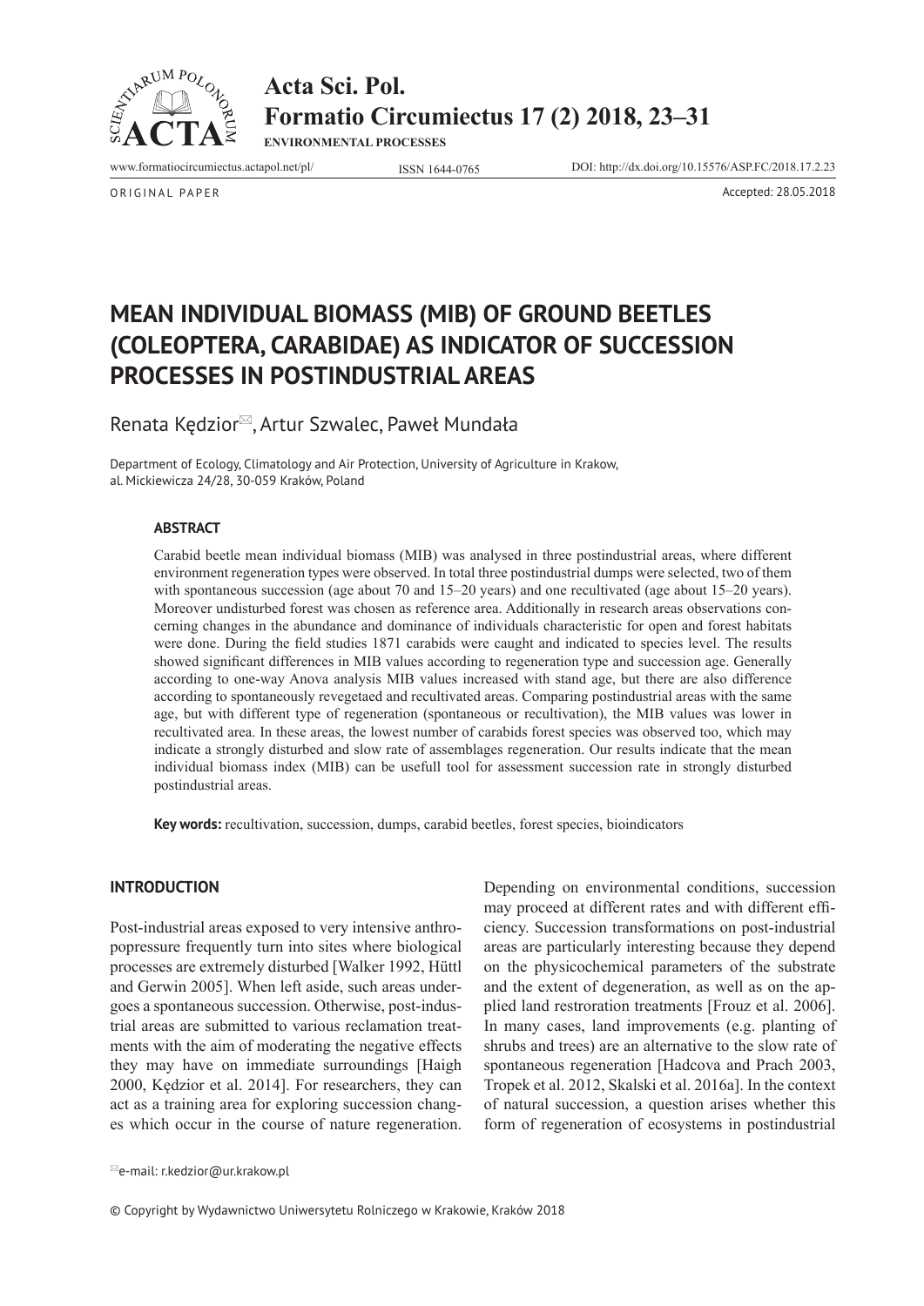# MEAN INDIVIDUAL BIOMASS (MIB) OF GROUND BEETLES (COLEOPTERA, CARABIDAE) AS INDICATOR OF SUCCESSION PROCESSES IN POSTINDUSTRIAL AREAS

Renata Kędzior, Artur Szwalec, Paweł Mundała

Department of Ecology, Climatology and Air Protection, University of Agriculture in Krakow, al. Mickiewicza 24/28, 30-059 Kraków, Poland

ORIGINAL PAPER

Accepted: 28.05.2018

### ABSTRACT

Carabid beetle mean individual biomass (MIB) was analysed in three postindustrial areas, where different environment regeneration types were observed. In total three postindustrial dumps were selected, two of them with spontaneous succession (age about 70 and 15–20 years) and one recultivated (age about 15–20 years). Moreover undisturbed forest was chosen as reference area. Additionally in research areas observations concerning changes in the abundance and dominance of individuals characteristic for open and forest habitats were done. During the field studies 1871 carabids were caught and indicated to species level. The results showed significant differences in MIB values according to regeneration type and succession age. Generally according to one-way Anova analysis MIB values increased with stand age, but there are also difference according to spontaneously revegetaed and recultivated areas. Comparing postindustrial areas with the same age, but with different type of regeneration (spontaneous or recultivation), the MIB values was lower in recultivated area. In these areas, the lowest number of carabids forest species was observed too, which may indicate a strongly disturbed and slow rate of assemblages regeneration. Our results indicate that the mean individual biomass index (MIB) can be usefull tool for assessment succession rate in strongly disturbed postindustrial areas.

**Key words:** recultivation, succession, dumps, carabid beetles, forest species, bioindicators

### INTRODUCTION

Post-industrial areas exposed to very intensive anthropopressure frequently turn into sites where biological processes are extremely disturbed [Walker 1992, Hüttl and Gerwin 2005]. When left aside, such areas undergoes a spontaneous succession. Otherwise, post-industrial areas are submitted to various reclamation treatments with the aim of moderating the negative effects they may have on immediate surroundings [Haigh 2000, Kędzior et al. 2014]. For researchers, they can act as a training area for exploring succession changes which occur in the course of nature regeneration. Depending on environmental conditions, succession may proceed at different rates and with different efficiency. Succession transformations on post-industrial areas are particularly interesting because they depend on the physicochemical parameters of the substrate and the extent of degeneration, as well as on the applied land restroration treatments [Frouz et al. 2006]. In many cases, land improvements (e.g. planting of shrubs and trees) are an alternative to the slow rate of spontaneous regeneration [Hadcova and Prach 2003, Tropek et al. 2012, Skalski et al. 2016a]. In the context of natural succession, a question arises whether this form of regeneration of ecosystems in postindustrial

e-mail: r.kedzior@ur.krakow.pl

© Copyright by Wydawnictwo Uniwersytetu Rolniczego w Krakowie, Kraków 2018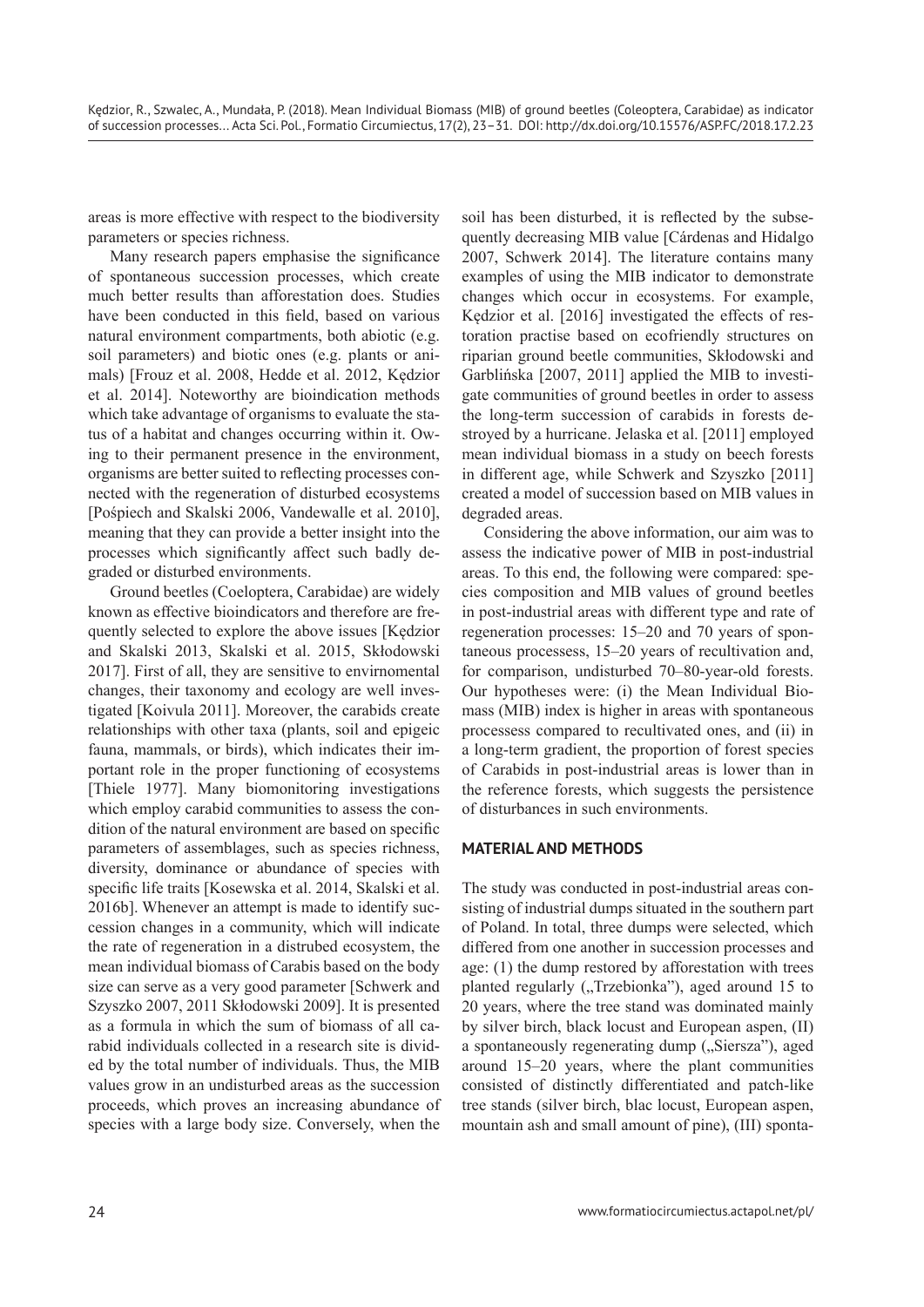areas is more effective with respect to the biodiversity parameters or species richness.

Many research papers emphasise the significance of spontaneous succession processes, which create much better results than afforestation does. Studies have been conducted in this field, based on various natural environment compartments, both abiotic (e.g. soil parameters) and biotic ones (e.g. plants or animals) [Frouz et al. 2008, Hedde et al. 2012, Kędzior et al. 2014]. Noteworthy are bioindication methods which take advantage of organisms to evaluate the status of a habitat and changes occurring within it. Owing to their permanent presence in the environment, organisms are better suited to reflecting processes connected with the regeneration of disturbed ecosystems [Pośpiech and Skalski 2006, Vandewalle et al. 2010], meaning that they can provide a better insight into the processes which significantly affect such badly degraded or disturbed environments.

Ground beetles (Coeloptera, Carabidae) are widely known as effective bioindicators and therefore are frequently selected to explore the above issues [Kędzior and Skalski 2013, Skalski et al. 2015, Skłodowski 2017]. First of all, they are sensitive to envirnomental changes, their taxonomy and ecology are well investigated [Koivula 2011]. Moreover, the carabids create relationships with other taxa (plants, soil and epigeic fauna, mammals, or birds), which indicates their important role in the proper functioning of ecosystems [Thiele 1977]. Many biomonitoring investigations which employ carabid communities to assess the condition of the natural environment are based on specific parameters of assemblages, such as species richness, diversity, dominance or abundance of species with specific life traits [Kosewska et al. 2014, Skalski et al. 2016b]. Whenever an attempt is made to identify succession changes in a community, which will indicate the rate of regeneration in a distrubed ecosystem, the mean individual biomass of Carabis based on the body size can serve as a very good parameter [Schwerk and Szyszko 2007, 2011 Skłodowski 2009]. It is presented as a formula in which the sum of biomass of all carabid individuals collected in a research site is divided by the total number of individuals. Thus, the MIB values grow in an undisturbed areas as the succession proceeds, which proves an increasing abundance of species with a large body size. Conversely, when the soil has been disturbed, it is reflected by the subsequently decreasing MIB value [Cárdenas and Hidalgo 2007, Schwerk 2014]. The literature contains many examples of using the MIB indicator to demonstrate changes which occur in ecosystems. For example, Kędzior et al. [2016] investigated the effects of restoration practise based on ecofriendly structures on riparian ground beetle communities, Skłodowski and Garblińska [2007, 2011] applied the MIB to investigate communities of ground beetles in order to assess the long-term succession of carabids in forests destroyed by a hurricane. Jelaska et al. [2011] employed mean individual biomass in a study on beech forests in different age, while Schwerk and Szyszko [2011] created a model of succession based on MIB values in degraded areas.

Considering the above information, our aim was to assess the indicative power of MIB in post-industrial areas. To this end, the following were compared: species composition and MIB values of ground beetles in post-industrial areas with different type and rate of regeneration processes: 15–20 and 70 years of spontaneous processess, 15–20 years of recultivation and, for comparison, undisturbed 70–80-year-old forests. Our hypotheses were: (i) the Mean Individual Biomass (MIB) index is higher in areas with spontaneous processess compared to recultivated ones, and (ii) in a long-term gradient, the proportion of forest species of Carabids in post-industrial areas is lower than in the reference forests, which suggests the persistence of disturbances in such environments.

## MATERIAL AND METHODS

The study was conducted in post-industrial areas consisting of industrial dumps situated in the southern part of Poland. In total, three dumps were selected, which differed from one another in succession processes and age: (1) the dump restored by afforestation with trees planted regularly („Trzebionka"), aged around 15 to 20 years, where the tree stand was dominated mainly by silver birch, black locust and European aspen, (II) a spontaneously regenerating dump („Siersza"), aged around 15–20 years, where the plant communities consisted of distinctly differentiated and patch-like tree stands (silver birch, blac locust, European aspen, mountain ash and small amount of pine), (III) sponta-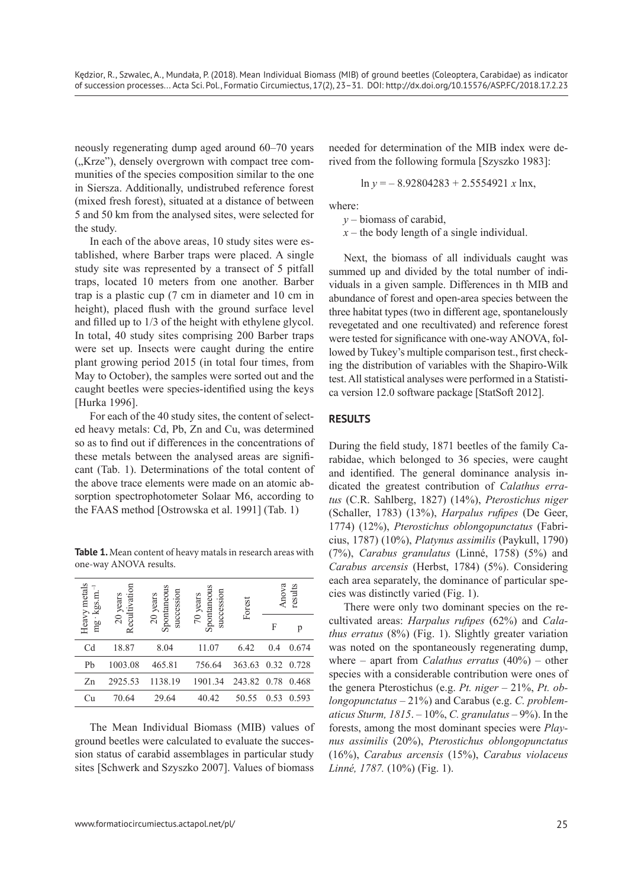neously regenerating dump aged around 60–70 years („Krze"), densely overgrown with compact tree communities of the species composition similar to the one in Siersza. Additionally, undistrubed reference forest (mixed fresh forest), situated at a distance of between 5 and 50 km from the analysed sites, were selected for the study.

In each of the above areas, 10 study sites were established, where Barber traps were placed. A single study site was represented by a transect of 5 pitfall traps, located 10 meters from one another. Barber trap is a plastic cup (7 cm in diameter and 10 cm in height), placed flush with the ground surface level and filled up to 1/3 of the height with ethylene glycol. In total, 40 study sites comprising 200 Barber traps were set up. Insects were caught during the entire plant growing period 2015 (in total four times, from May to October), the samples were sorted out and the caught beetles were species-identified using the keys [Hurka 1996].

For each of the 40 study sites, the content of selected heavy metals: Cd, Pb, Zn and Cu, was determined so as to find out if differences in the concentrations of these metals between the analysed areas are significant (Tab. 1). Determinations of the total content of the above trace elements were made on an atomic absorption spectrophotometer Solaar M6, according to the FAAS method [Ostrowska et al. 1991] (Tab. 1)

**Table 1.** Mean content of heavy matals in research areas with one-way ANOVA results.

| Heavy metals $mg \cdot kgs.m.^{-1}$ | 20 years Recultivation | 20 years Spontaneous succession | 70 years Spontaneous succession | Forest | Anova results | |
|---|---|---|---|---|---|---|
| | | | | | F | p |
| Cd | 18.87 | 8.04 | 11.07 | 6.42 | 0.4 | 0.674 |
| Pb | 1003.08 | 465.81 | 756.64 | 363.63 | 0.32 | 0.728 |
| Zn | 2925.53 | 1138.19 | 1901.34 | 243.82 | 0.78 | 0.468 |
| Cu | 70.64 | 29.64 | 40.42 | 50.55 | 0.53 | 0.593 |

The Mean Individual Biomass (MIB) values of ground beetles were calculated to evaluate the succession status of carabid assemblages in particular study sites [Schwerk and Szyszko 2007]. Values of biomass needed for determination of the MIB index were derived from the following formula [Szyszko 1983]:

$$\ln y = -8.92804283 + 2.5554921\, x \ln x,$$

where:

$y$ – biomass of carabid,

$x$ – the body length of a single individual.

Next, the biomass of all individuals caught was summed up and divided by the total number of individuals in a given sample. Differences in th MIB and abundance of forest and open-area species between the three habitat types (two in different age, spontanelously revegetated and one recultivated) and reference forest were tested for significance with one-way ANOVA, followed by Tukey's multiple comparison test., first checking the distribution of variables with the Shapiro-Wilk test. All statistical analyses were performed in a Statistica version 12.0 software package [StatSoft 2012].

## RESULTS

During the field study, 1871 beetles of the family Carabidae, which belonged to 36 species, were caught and identified. The general dominance analysis indicated the greatest contribution of *Calathus erratus* (C.R. Sahlberg, 1827) (14%), *Pterostichus niger* (Schaller, 1783) (13%), *Harpalus rufipes* (De Geer, 1774) (12%), *Pterostichus oblongopunctatus* (Fabricius, 1787) (10%), *Platynus assimilis* (Paykull, 1790) (7%), *Carabus granulatus* (Linné, 1758) (5%) and *Carabus arcensis* (Herbst, 1784) (5%). Considering each area separately, the dominance of particular species was distinctly varied (Fig. 1).

There were only two dominant species on the recultivated areas: *Harpalus rufipes* (62%) and *Calathus erratus* (8%) (Fig. 1). Slightly greater variation was noted on the spontaneously regenerating dump, where – apart from *Calathus erratus* (40%) – other species with a considerable contribution were ones of the genera Pterostichus (e.g. *Pt. niger* – 21%, *Pt. oblongopunctatus* – 21%) and Carabus (e.g. *C. problematicus Sturm, 1815*. – 10%, *C. granulatus* – 9%). In the forests, among the most dominant species were *Playnus assimilis* (20%), *Pterostichus oblongopunctatus* (16%), *Carabus arcensis* (15%), *Carabus violaceus Linné, 1787.* (10%) (Fig. 1).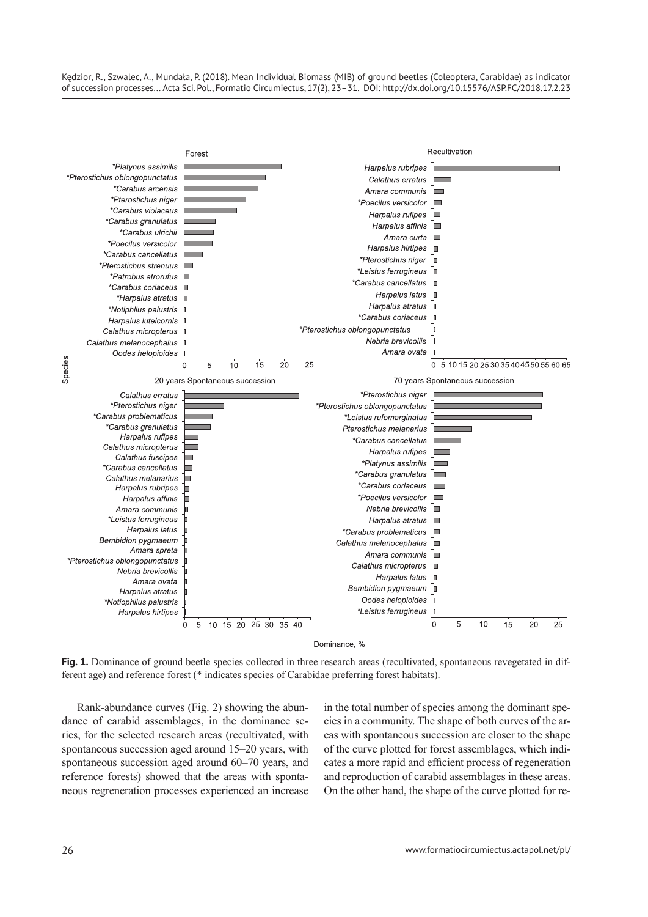**Fig. 1.** Dominance of ground beetle species collected in three research areas (recultivated, spontaneous revegetated in different age) and reference forest (* indicates species of Carabidae preferring forest habitats).

Rank-abundance curves (Fig. 2) showing the abundance of carabid assemblages, in the dominance series, for the selected research areas (recultivated, with spontaneous succession aged around 15–20 years, with spontaneous succession aged around 60–70 years, and reference forests) showed that the areas with spontaneous regreneration processes experienced an increase in the total number of species among the dominant species in a community. The shape of both curves of the areas with spontaneous succession are closer to the shape of the curve plotted for forest assemblages, which indicates a more rapid and efficient process of regeneration and reproduction of carabid assemblages in these areas. On the other hand, the shape of the curve plotted for re-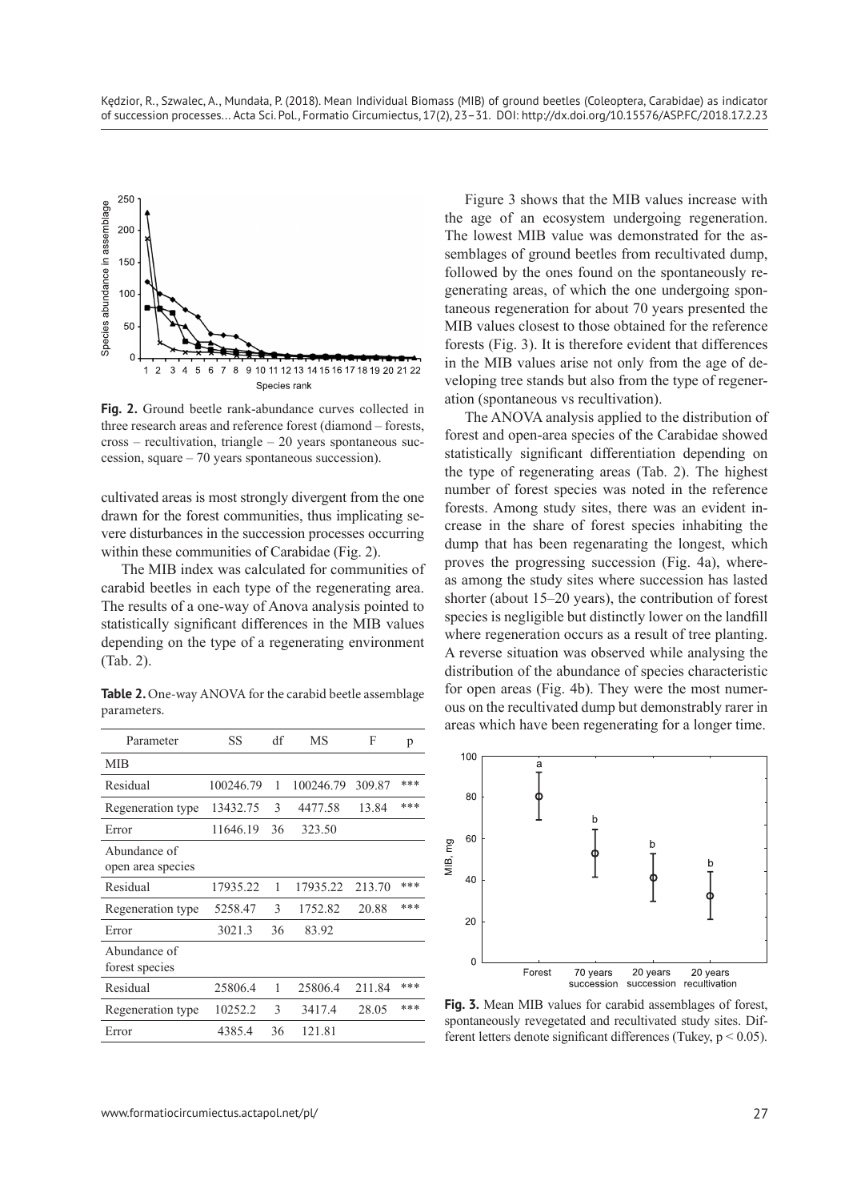**Fig. 2.** Ground beetle rank-abundance curves collected in three research areas and reference forest (diamond – forests, cross – recultivation, triangle – 20 years spontaneous succession, square – 70 years spontaneous succession).

cultivated areas is most strongly divergent from the one drawn for the forest communities, thus implicating severe disturbances in the succession processes occurring within these communities of Carabidae (Fig. 2).

The MIB index was calculated for communities of carabid beetles in each type of the regenerating area. The results of a one-way of Anova analysis pointed to statistically significant differences in the MIB values depending on the type of a regenerating environment (Tab. 2).

**Table 2.** One-way ANOVA for the carabid beetle assemblage parameters.

| Parameter | SS | df | MS | F | p |
|---|---|---|---|---|---|
| MIB | | | | | |
| Residual | 100246.79 | 1 | 100246.79 | 309.87 | *** |
| Regeneration type | 13432.75 | 3 | 4477.58 | 13.84 | *** |
| Error | 11646.19 | 36 | 323.50 | | |
| Abundance of open area species | | | | | |
| Residual | 17935.22 | 1 | 17935.22 | 213.70 | *** |
| Regeneration type | 5258.47 | 3 | 1752.82 | 20.88 | *** |
| Error | 3021.3 | 36 | 83.92 | | |
| Abundance of forest species | | | | | |
| Residual | 25806.4 | 1 | 25806.4 | 211.84 | *** |
| Regeneration type | 10252.2 | 3 | 3417.4 | 28.05 | *** |
| Error | 4385.4 | 36 | 121.81 | | |

Figure 3 shows that the MIB values increase with the age of an ecosystem undergoing regeneration. The lowest MIB value was demonstrated for the assemblages of ground beetles from recultivated dump, followed by the ones found on the spontaneously regenerating areas, of which the one undergoing spontaneous regeneration for about 70 years presented the MIB values closest to those obtained for the reference forests (Fig. 3). It is therefore evident that differences in the MIB values arise not only from the age of developing tree stands but also from the type of regeneration (spontaneous vs recultivation).

The ANOVA analysis applied to the distribution of forest and open-area species of the Carabidae showed statistically significant differentiation depending on the type of regenerating areas (Tab. 2). The highest number of forest species was noted in the reference forests. Among study sites, there was an evident increase in the share of forest species inhabiting the dump that has been regenarating the longest, which proves the progressing succession (Fig. 4a), whereas among the study sites where succession has lasted shorter (about 15–20 years), the contribution of forest species is negligible but distinctly lower on the landfill where regeneration occurs as a result of tree planting. A reverse situation was observed while analysing the distribution of the abundance of species characteristic for open areas (Fig. 4b). They were the most numerous on the recultivated dump but demonstrably rarer in areas which have been regenerating for a longer time.

**Fig. 3.** Mean MIB values for carabid assemblages of forest, spontaneously revegetated and recultivated study sites. Different letters denote significant differences (Tukey, $p < 0.05$).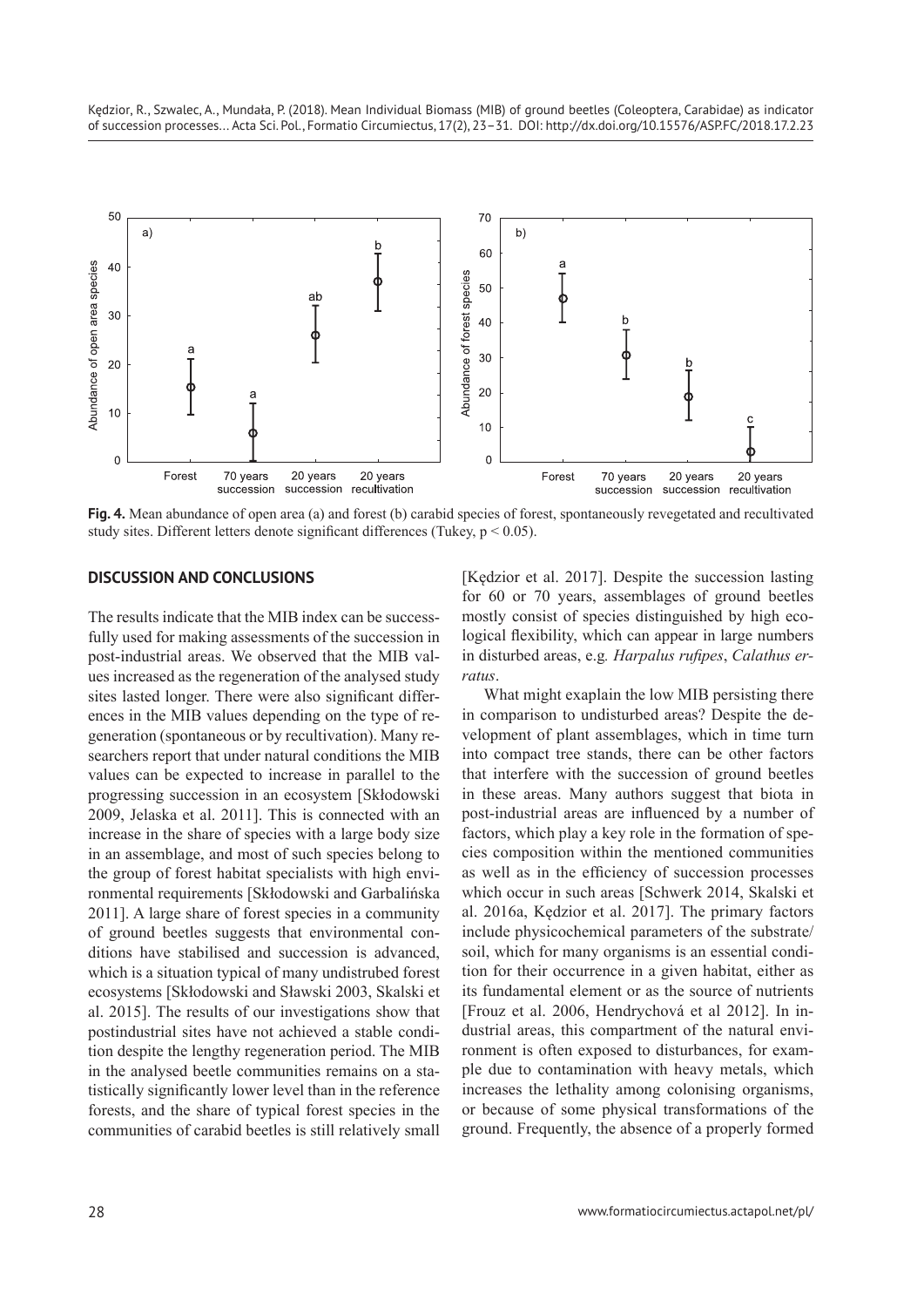**Fig. 4.** Mean abundance of open area (a) and forest (b) carabid species of forest, spontaneously revegetated and recultivated study sites. Different letters denote significant differences (Tukey, $p < 0.05$).

## DISCUSSION AND CONCLUSIONS

The results indicate that the MIB index can be successfully used for making assessments of the succession in post-industrial areas. We observed that the MIB values increased as the regeneration of the analysed study sites lasted longer. There were also significant differences in the MIB values depending on the type of regeneration (spontaneous or by recultivation). Many researchers report that under natural conditions the MIB values can be expected to increase in parallel to the progressing succession in an ecosystem [Skłodowski 2009, Jelaska et al. 2011]. This is connected with an increase in the share of species with a large body size in an assemblage, and most of such species belong to the group of forest habitat specialists with high environmental requirements [Skłodowski and Garbalińska 2011]. A large share of forest species in a community of ground beetles suggests that environmental conditions have stabilised and succession is advanced, which is a situation typical of many undistrubed forest ecosystems [Skłodowski and Sławski 2003, Skalski et al. 2015]. The results of our investigations show that postindustrial sites have not achieved a stable condition despite the lengthy regeneration period. The MIB in the analysed beetle communities remains on a statistically significantly lower level than in the reference forests, and the share of typical forest species in the communities of carabid beetles is still relatively small [Kędzior et al. 2017]. Despite the succession lasting for 60 or 70 years, assemblages of ground beetles mostly consist of species distinguished by high ecological flexibility, which can appear in large numbers in disturbed areas, e.g. *Harpalus rufipes*, *Calathus erratus*.

What might exaplain the low MIB persisting there in comparison to undisturbed areas? Despite the development of plant assemblages, which in time turn into compact tree stands, there can be other factors that interfere with the succession of ground beetles in these areas. Many authors suggest that biota in post-industrial areas are influenced by a number of factors, which play a key role in the formation of species composition within the mentioned communities as well as in the efficiency of succession processes which occur in such areas [Schwerk 2014, Skalski et al. 2016a, Kędzior et al. 2017]. The primary factors include physicochemical parameters of the substrate/soil, which for many organisms is an essential condition for their occurrence in a given habitat, either as its fundamental element or as the source of nutrients [Frouz et al. 2006, Hendrychová et al 2012]. In industrial areas, this compartment of the natural environment is often exposed to disturbances, for example due to contamination with heavy metals, which increases the lethality among colonising organisms, or because of some physical transformations of the ground. Frequently, the absence of a properly formed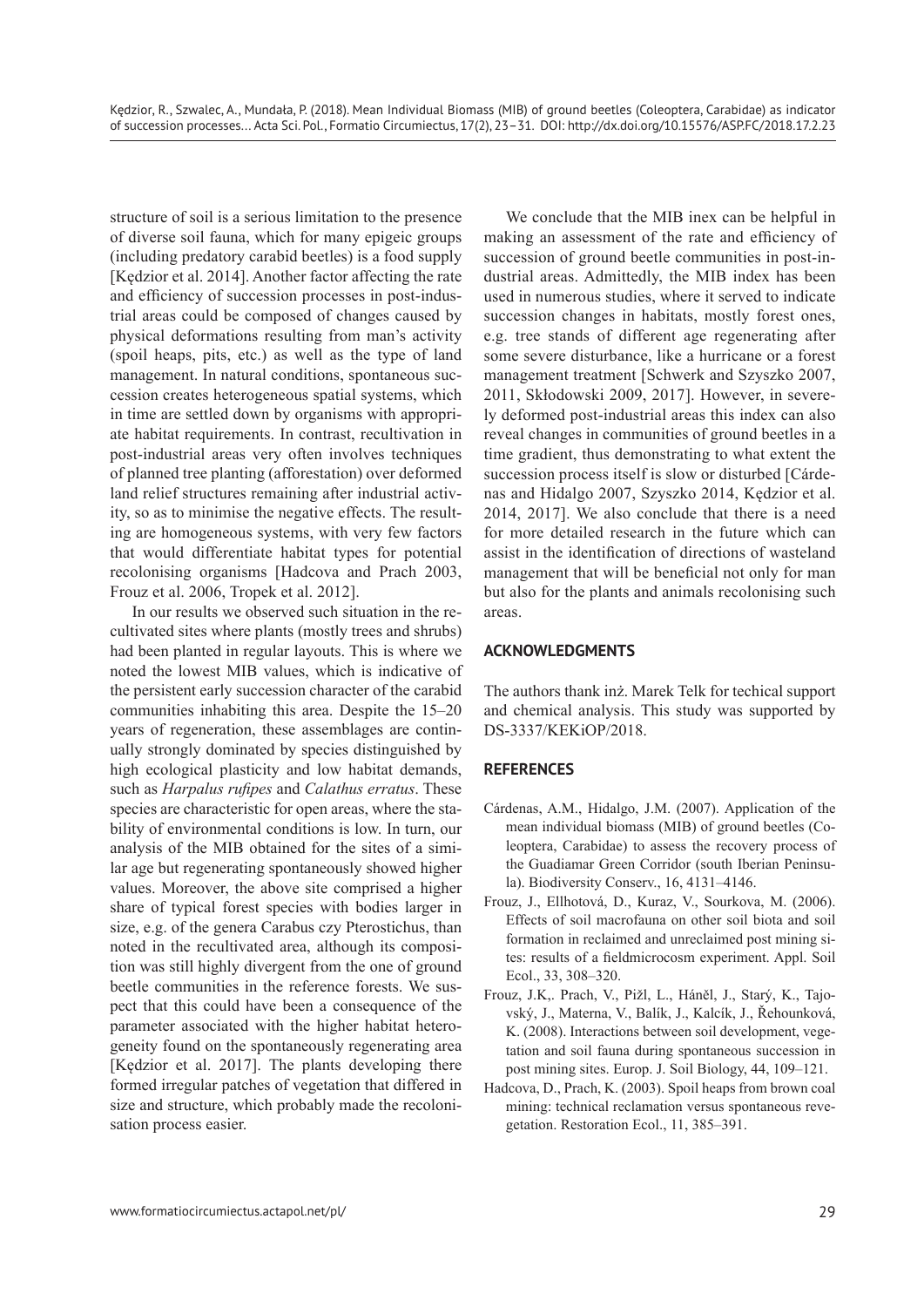structure of soil is a serious limitation to the presence of diverse soil fauna, which for many epigeic groups (including predatory carabid beetles) is a food supply [Kędzior et al. 2014]. Another factor affecting the rate and efficiency of succession processes in post-industrial areas could be composed of changes caused by physical deformations resulting from man's activity (spoil heaps, pits, etc.) as well as the type of land management. In natural conditions, spontaneous succession creates heterogeneous spatial systems, which in time are settled down by organisms with appropriate habitat requirements. In contrast, recultivation in post-industrial areas very often involves techniques of planned tree planting (afforestation) over deformed land relief structures remaining after industrial activity, so as to minimise the negative effects. The resulting are homogeneous systems, with very few factors that would differentiate habitat types for potential recolonising organisms [Hadcova and Prach 2003, Frouz et al. 2006, Tropek et al. 2012].

In our results we observed such situation in the recultivated sites where plants (mostly trees and shrubs) had been planted in regular layouts. This is where we noted the lowest MIB values, which is indicative of the persistent early succession character of the carabid communities inhabiting this area. Despite the 15–20 years of regeneration, these assemblages are continually strongly dominated by species distinguished by high ecological plasticity and low habitat demands, such as *Harpalus rufipes* and *Calathus erratus*. These species are characteristic for open areas, where the stability of environmental conditions is low. In turn, our analysis of the MIB obtained for the sites of a similar age but regenerating spontaneously showed higher values. Moreover, the above site comprised a higher share of typical forest species with bodies larger in size, e.g. of the genera Carabus czy Pterostichus, than noted in the recultivated area, although its composition was still highly divergent from the one of ground beetle communities in the reference forests. We suspect that this could have been a consequence of the parameter associated with the higher habitat heterogeneity found on the spontaneously regenerating area [Kędzior et al. 2017]. The plants developing there formed irregular patches of vegetation that differed in size and structure, which probably made the recolonisation process easier.

We conclude that the MIB inex can be helpful in making an assessment of the rate and efficiency of succession of ground beetle communities in post-industrial areas. Admittedly, the MIB index has been used in numerous studies, where it served to indicate succession changes in habitats, mostly forest ones, e.g. tree stands of different age regenerating after some severe disturbance, like a hurricane or a forest management treatment [Schwerk and Szyszko 2007, 2011, Skłodowski 2009, 2017]. However, in severely deformed post-industrial areas this index can also reveal changes in communities of ground beetles in a time gradient, thus demonstrating to what extent the succession process itself is slow or disturbed [Cárdenas and Hidalgo 2007, Szyszko 2014, Kędzior et al. 2014, 2017]. We also conclude that there is a need for more detailed research in the future which can assist in the identification of directions of wasteland management that will be beneficial not only for man but also for the plants and animals recolonising such areas.

## ACKNOWLEDGMENTS

The authors thank inż. Marek Telk for techical support and chemical analysis. This study was supported by DS-3337/KEKiOP/2018.

## REFERENCES

- Cárdenas, A.M., Hidalgo, J.M. (2007). Application of the mean individual biomass (MIB) of ground beetles (Coleoptera, Carabidae) to assess the recovery process of the Guadiamar Green Corridor (south Iberian Peninsula). Biodiversity Conserv., 16, 4131–4146.
- Frouz, J., Ellhotová, D., Kuraz, V., Sourkova, M. (2006). Effects of soil macrofauna on other soil biota and soil formation in reclaimed and unreclaimed post mining sites: results of a fieldmicrocosm experiment. Appl. Soil Ecol., 33, 308–320.
- Frouz, J.K,. Prach, V., Pižl, L., Háněl, J., Starý, K., Tajovský, J., Materna, V., Balík, J., Kalcík, J., Řehounková, K. (2008). Interactions between soil development, vegetation and soil fauna during spontaneous succession in post mining sites. Europ. J. Soil Biology, 44, 109–121.
- Hadcova, D., Prach, K. (2003). Spoil heaps from brown coal mining: technical reclamation versus spontaneous revegetation. Restoration Ecol., 11, 385–391.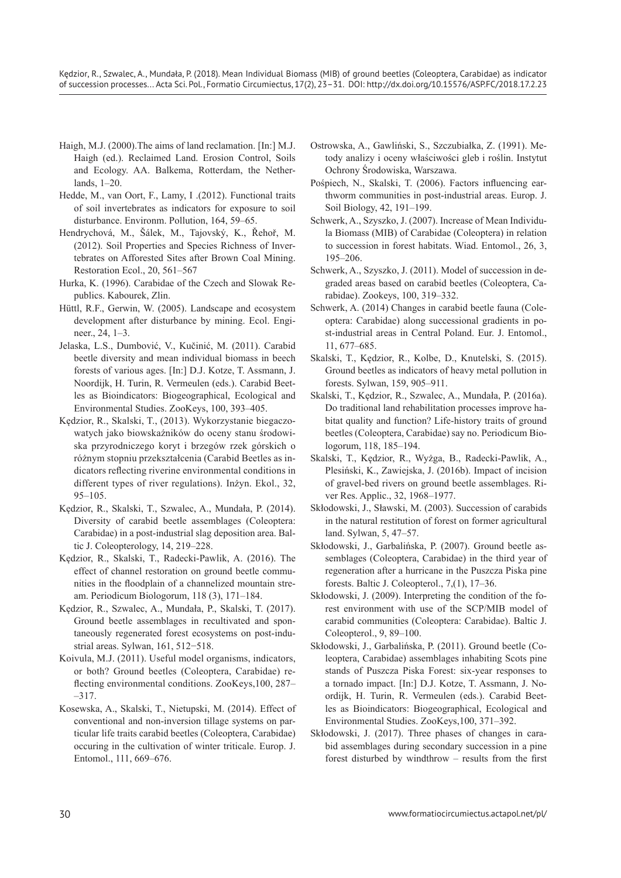Haigh, M.J. (2000).The aims of land reclamation. [In:] M.J. Haigh (ed.). Reclaimed Land. Erosion Control, Soils and Ecology. AA. Balkema, Rotterdam, the Netherlands, 1–20.

Hedde, M., van Oort, F., Lamy, I .(2012). Functional traits of soil invertebrates as indicators for exposure to soil disturbance. Environm. Pollution, 164, 59–65.

Hendrychová, M., Šálek, M., Tajovský, K., Řehoř, M. (2012). Soil Properties and Species Richness of Invertebrates on Afforested Sites after Brown Coal Mining. Restoration Ecol., 20, 561–567

Hurka, K. (1996). Carabidae of the Czech and Slowak Republics. Kabourek, Zlin.

Hüttl, R.F., Gerwin, W. (2005). Landscape and ecosystem development after disturbance by mining. Ecol. Engineer., 24, 1–3.

Jelaska, L.S., Dumbović, V., Kučinić, M. (2011). Carabid beetle diversity and mean individual biomass in beech forests of various ages. [In:] D.J. Kotze, T. Assmann, J. Noordijk, H. Turin, R. Vermeulen (eds.). Carabid Beetles as Bioindicators: Biogeographical, Ecological and Environmental Studies. ZooKeys, 100, 393–405.

Kędzior, R., Skalski, T., (2013). Wykorzystanie biegaczowatych jako biowskaźników do oceny stanu środowiska przyrodniczego koryt i brzegów rzek górskich o różnym stopniu przekształcenia (Carabid Beetles as indicators reflecting riverine environmental conditions in different types of river regulations). Inżyn. Ekol., 32, 95–105.

Kędzior, R., Skalski, T., Szwalec, A., Mundała, P. (2014). Diversity of carabid beetle assemblages (Coleoptera: Carabidae) in a post-industrial slag deposition area. Baltic J. Coleopterology, 14, 219–228.

Kędzior, R., Skalski, T., Radecki-Pawlik, A. (2016). The effect of channel restoration on ground beetle communities in the floodplain of a channelized mountain stream. Periodicum Biologorum, 118 (3), 171–184.

Kędzior, R., Szwalec, A., Mundała, P., Skalski, T. (2017). Ground beetle assemblages in recultivated and spontaneously regenerated forest ecosystems on post-industrial areas. Sylwan, 161, 512−518.

Koivula, M.J. (2011). Useful model organisms, indicators, or both? Ground beetles (Coleoptera, Carabidae) reflecting environmental conditions. ZooKeys,100, 287–317.

Kosewska, A., Skalski, T., Nietupski, M. (2014). Effect of conventional and non-inversion tillage systems on particular life traits carabid beetles (Coleoptera, Carabidae) occuring in the cultivation of winter triticale. Europ. J. Entomol., 111, 669–676.

Ostrowska, A., Gawliński, S., Szczubiałka, Z. (1991). Metody analizy i oceny właściwości gleb i roślin. Instytut Ochrony Środowiska, Warszawa.

Pośpiech, N., Skalski, T. (2006). Factors influencing earthworm communities in post-industrial areas. Europ. J. Soil Biology, 42, 191–199.

Schwerk, A., Szyszko, J. (2007). Increase of Mean Individula Biomass (MIB) of Carabidae (Coleoptera) in relation to succession in forest habitats. Wiad. Entomol., 26, 3, 195–206.

Schwerk, A., Szyszko, J. (2011). Model of succession in degraded areas based on carabid beetles (Coleoptera, Carabidae). Zookeys, 100, 319–332.

Schwerk, A. (2014) Changes in carabid beetle fauna (Coleoptera: Carabidae) along successional gradients in post-industrial areas in Central Poland. Eur. J. Entomol., 11, 677–685.

Skalski, T., Kędzior, R., Kolbe, D., Knutelski, S. (2015). Ground beetles as indicators of heavy metal pollution in forests. Sylwan, 159, 905–911.

Skalski, T., Kędzior, R., Szwalec, A., Mundała, P. (2016a). Do traditional land rehabilitation processes improve habitat quality and function? Life-history traits of ground beetles (Coleoptera, Carabidae) say no. Periodicum Biologorum, 118, 185–194.

Skalski, T., Kędzior, R., Wyżga, B., Radecki-Pawlik, A., Plesiński, K., Zawiejska, J. (2016b). Impact of incision of gravel-bed rivers on ground beetle assemblages. River Res. Applic., 32, 1968–1977.

Skłodowski, J., Sławski, M. (2003). Succession of carabids in the natural restitution of forest on former agricultural land. Sylwan, 5, 47–57.

Skłodowski, J., Garbalińska, P. (2007). Ground beetle assemblages (Coleoptera, Carabidae) in the third year of regeneration after a hurricane in the Puszcza Piska pine forests. Baltic J. Coleopterol., 7,(1), 17–36.

Skłodowski, J. (2009). Interpreting the condition of the forest environment with use of the SCP/MIB model of carabid communities (Coleoptera: Carabidae). Baltic J. Coleopterol., 9, 89–100.

Skłodowski, J., Garbalińska, P. (2011). Ground beetle (Coleoptera, Carabidae) assemblages inhabiting Scots pine stands of Puszcza Piska Forest: six-year responses to a tornado impact. [In:] D.J. Kotze, T. Assmann, J. Noordijk, H. Turin, R. Vermeulen (eds.). Carabid Beetles as Bioindicators: Biogeographical, Ecological and Environmental Studies. ZooKeys,100, 371–392.

Skłodowski, J. (2017). Three phases of changes in carabid assemblages during secondary succession in a pine forest disturbed by windthrow – results from the first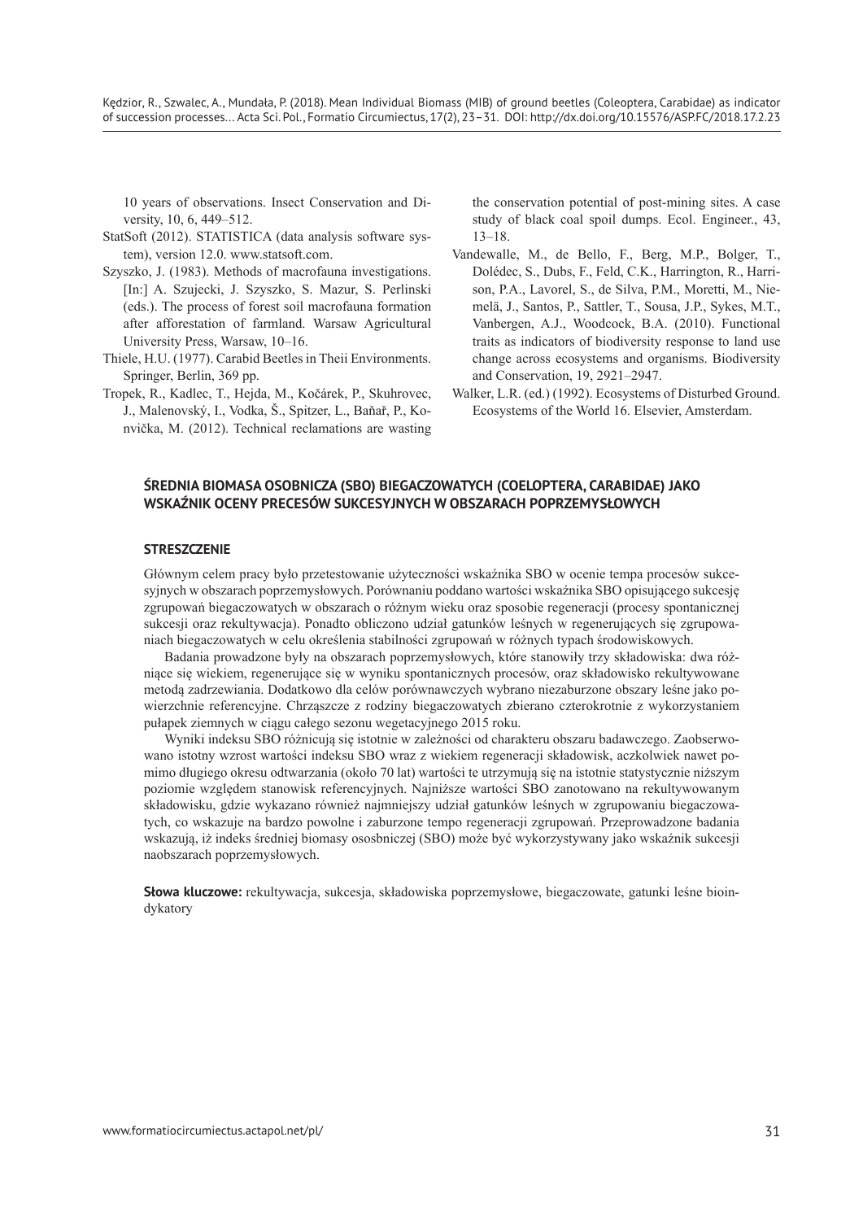10 years of observations. Insect Conservation and Diversity, 10, 6, 449–512.

StatSoft (2012). STATISTICA (data analysis software system), version 12.0. www.statsoft.com.

Szyszko, J. (1983). Methods of macrofauna investigations. [In:] A. Szujecki, J. Szyszko, S. Mazur, S. Perlinski (eds.). The process of forest soil macrofauna formation after afforestation of farmland. Warsaw Agricultural University Press, Warsaw, 10–16.

Thiele, H.U. (1977). Carabid Beetles in Theii Environments. Springer, Berlin, 369 pp.

Tropek, R., Kadlec, T., Hejda, M., Kočárek, P., Skuhrovec, J., Malenovský, I., Vodka, Š., Spitzer, L., Baňař, P., Konvička, M. (2012). Technical reclamations are wasting the conservation potential of post-mining sites. A case study of black coal spoil dumps. Ecol. Engineer., 43, 13–18.

Vandewalle, M., de Bello, F., Berg, M.P., Bolger, T., Dolédec, S., Dubs, F., Feld, C.K., Harrington, R., Harrison, P.A., Lavorel, S., de Silva, P.M., Moretti, M., Niemelä, J., Santos, P., Sattler, T., Sousa, J.P., Sykes, M.T., Vanbergen, A.J., Woodcock, B.A. (2010). Functional traits as indicators of biodiversity response to land use change across ecosystems and organisms. Biodiversity and Conservation, 19, 2921–2947.

Walker, L.R. (ed.) (1992). Ecosystems of Disturbed Ground. Ecosystems of the World 16. Elsevier, Amsterdam.

## ŚREDNIA BIOMASA OSOBNICZA (SBO) BIEGACZOWATYCH (COELOPTERA, CARABIDAE) JAKO WSKAŹNIK OCENY PRECESÓW SUKCESYJNYCH W OBSZARACH POPRZEMYSŁOWYCH

### STRESZCZENIE

Głównym celem pracy było przetestowanie użyteczności wskaźnika SBO w ocenie tempa procesów sukcesyjnych w obszarach poprzemysłowych. Porównaniu poddano wartości wskaźnika SBO opisującego sukcesję zgrupowań biegaczowatych w obszarach o różnym wieku oraz sposobie regeneracji (procesy spontanicznej sukcesji oraz rekultywacja). Ponadto obliczono udział gatunków leśnych w regenerujących się zgrupowaniach biegaczowatych w celu określenia stabilności zgrupowań w różnych typach środowiskowych.

Badania prowadzone były na obszarach poprzemysłowych, które stanowiły trzy składowiska: dwa różniące się wiekiem, regenerujące się w wyniku spontanicznych procesów, oraz składowisko rekultywowane metodą zadrzewiania. Dodatkowo dla celów porównawczych wybrano niezaburzone obszary leśne jako powierzchnie referencyjne. Chrząszcze z rodziny biegaczowatych zbierano czterokrotnie z wykorzystaniem pułapek ziemnych w ciągu całego sezonu wegetacyjnego 2015 roku.

Wyniki indeksu SBO różnicują się istotnie w zależności od charakteru obszaru badawczego. Zaobserwowano istotny wzrost wartości indeksu SBO wraz z wiekiem regeneracji składowisk, aczkolwiek nawet pomimo długiego okresu odtwarzania (około 70 lat) wartości te utrzymują się na istotnie statystycznie niższym poziomie względem stanowisk referencyjnych. Najniższe wartości SBO zanotowano na rekultywowanym składowisku, gdzie wykazano również najmniejszy udział gatunków leśnych w zgrupowaniu biegaczowatych, co wskazuje na bardzo powolne i zaburzone tempo regeneracji zgrupowań. Przeprowadzone badania wskazują, iż indeks średniej biomasy ososbniczej (SBO) może być wykorzystywany jako wskaźnik sukcesji naobszarach poprzemysłowych.

**Słowa kluczowe:** rekultywacja, sukcesja, składowiska poprzemysłowe, biegaczowate, gatunki leśne bioindykatory